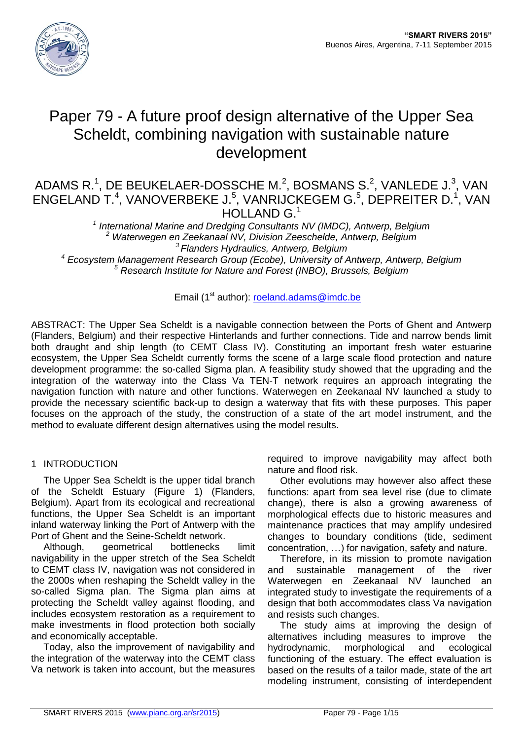# Paper 79 - A future proof design alternative of the Upper Sea Scheldt, combining navigation with sustainable nature development

ADAMS R.[1], DE BEUKELAER-DOSSCHE M.[2], BOSMANS S.[2], VANLEDE J.[3], VAN ENGELAND T.[4], VANOVERBEKE J.[5], VANRIJCKEGEM G.[5], DEPREITER D.[1], VAN HOLLAND G.[1]

[1] *International Marine and Dredging Consultants NV (IMDC), Antwerp, Belgium*
[2] *Waterwegen en Zeekanaal NV, Division Zeeschelde, Antwerp, Belgium*
[3] *Flanders Hydraulics, Antwerp, Belgium*
[4] *Ecosystem Management Research Group (Ecobe), University of Antwerp, Antwerp, Belgium*
[5] *Research Institute for Nature and Forest (INBO), Brussels, Belgium*

Email (1st author): roeland.adams@imdc.be

ABSTRACT: The Upper Sea Scheldt is a navigable connection between the Ports of Ghent and Antwerp (Flanders, Belgium) and their respective Hinterlands and further connections. Tide and narrow bends limit both draught and ship length (to CEMT Class IV). Constituting an important fresh water estuarine ecosystem, the Upper Sea Scheldt currently forms the scene of a large scale flood protection and nature development programme: the so-called Sigma plan. A feasibility study showed that the upgrading and the integration of the waterway into the Class Va TEN-T network requires an approach integrating the navigation function with nature and other functions. Waterwegen en Zeekanaal NV launched a study to provide the necessary scientific back-up to design a waterway that fits with these purposes. This paper focuses on the approach of the study, the construction of a state of the art model instrument, and the method to evaluate different design alternatives using the model results.

## 1 INTRODUCTION

The Upper Sea Scheldt is the upper tidal branch of the Scheldt Estuary (Figure 1) (Flanders, Belgium). Apart from its ecological and recreational functions, the Upper Sea Scheldt is an important inland waterway linking the Port of Antwerp with the Port of Ghent and the Seine-Scheldt network.

Although, geometrical bottlenecks limit navigability in the upper stretch of the Sea Scheldt to CEMT class IV, navigation was not considered in the 2000s when reshaping the Scheldt valley in the so-called Sigma plan. The Sigma plan aims at protecting the Scheldt valley against flooding, and includes ecosystem restoration as a requirement to make investments in flood protection both socially and economically acceptable.

Today, also the improvement of navigability and the integration of the waterway into the CEMT class Va network is taken into account, but the measures required to improve navigability may affect both nature and flood risk.

Other evolutions may however also affect these functions: apart from sea level rise (due to climate change), there is also a growing awareness of morphological effects due to historic measures and maintenance practices that may amplify undesired changes to boundary conditions (tide, sediment concentration, …) for navigation, safety and nature.

Therefore, in its mission to promote navigation and sustainable management of the river Waterwegen en Zeekanaal NV launched an integrated study to investigate the requirements of a design that both accommodates class Va navigation and resists such changes.

The study aims at improving the design of alternatives including measures to improve the hydrodynamic, morphological and ecological functioning of the estuary. The effect evaluation is based on the results of a tailor made, state of the art modeling instrument, consisting of interdependent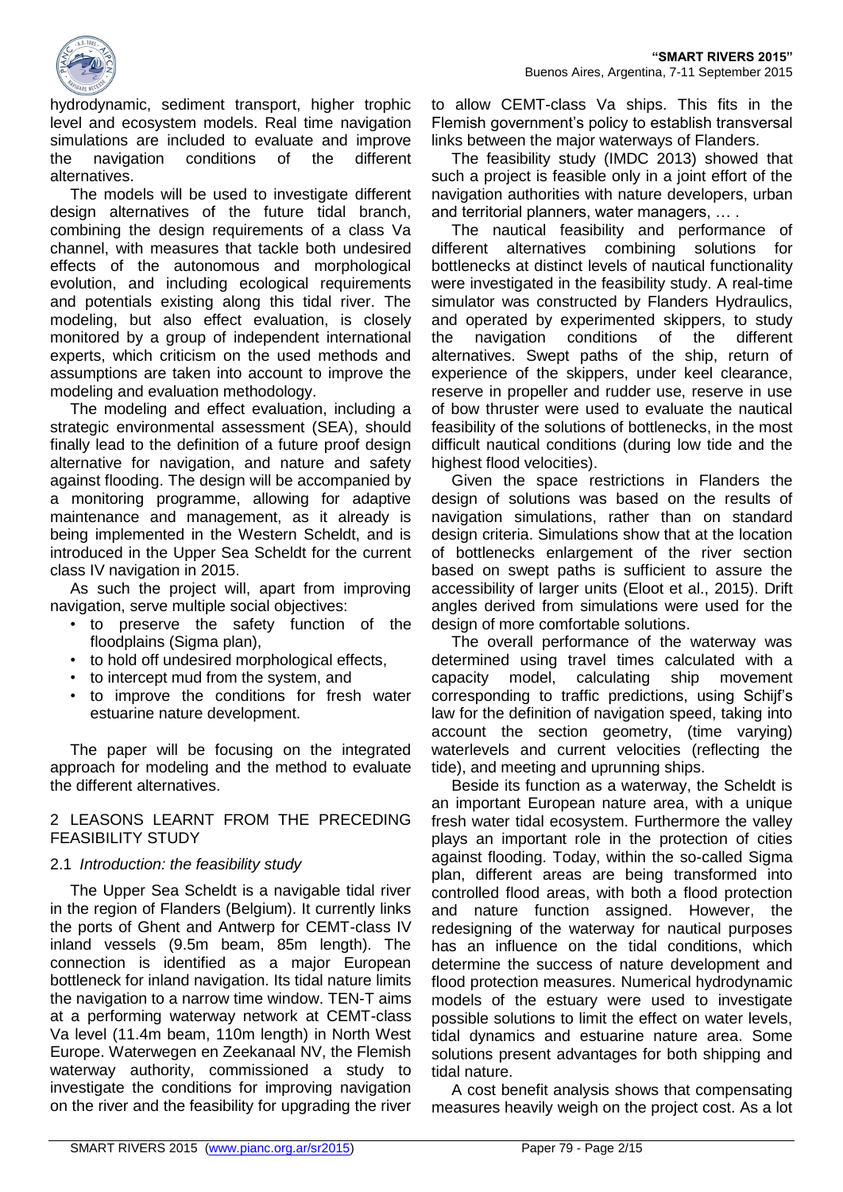hydrodynamic, sediment transport, higher trophic level and ecosystem models. Real time navigation simulations are included to evaluate and improve the navigation conditions of the different alternatives.

The models will be used to investigate different design alternatives of the future tidal branch, combining the design requirements of a class Va channel, with measures that tackle both undesired effects of the autonomous and morphological evolution, and including ecological requirements and potentials existing along this tidal river. The modeling, but also effect evaluation, is closely monitored by a group of independent international experts, which criticism on the used methods and assumptions are taken into account to improve the modeling and evaluation methodology.

The modeling and effect evaluation, including a strategic environmental assessment (SEA), should finally lead to the definition of a future proof design alternative for navigation, and nature and safety against flooding. The design will be accompanied by a monitoring programme, allowing for adaptive maintenance and management, as it already is being implemented in the Western Scheldt, and is introduced in the Upper Sea Scheldt for the current class IV navigation in 2015.

As such the project will, apart from improving navigation, serve multiple social objectives:

- to preserve the safety function of the floodplains (Sigma plan),
- to hold off undesired morphological effects,
- to intercept mud from the system, and
- to improve the conditions for fresh water estuarine nature development.

The paper will be focusing on the integrated approach for modeling and the method to evaluate the different alternatives.

## 2 LEASONS LEARNT FROM THE PRECEDING FEASIBILITY STUDY

### 2.1 *Introduction: the feasibility study*

The Upper Sea Scheldt is a navigable tidal river in the region of Flanders (Belgium). It currently links the ports of Ghent and Antwerp for CEMT-class IV inland vessels (9.5m beam, 85m length). The connection is identified as a major European bottleneck for inland navigation. Its tidal nature limits the navigation to a narrow time window. TEN-T aims at a performing waterway network at CEMT-class Va level (11.4m beam, 110m length) in North West Europe. Waterwegen en Zeekanaal NV, the Flemish waterway authority, commissioned a study to investigate the conditions for improving navigation on the river and the feasibility for upgrading the river to allow CEMT-class Va ships. This fits in the Flemish government's policy to establish transversal links between the major waterways of Flanders.

The feasibility study (IMDC 2013) showed that such a project is feasible only in a joint effort of the navigation authorities with nature developers, urban and territorial planners, water managers, … .

The nautical feasibility and performance of different alternatives combining solutions for bottlenecks at distinct levels of nautical functionality were investigated in the feasibility study. A real-time simulator was constructed by Flanders Hydraulics, and operated by experimented skippers, to study the navigation conditions of the different alternatives. Swept paths of the ship, return of experience of the skippers, under keel clearance, reserve in propeller and rudder use, reserve in use of bow thruster were used to evaluate the nautical feasibility of the solutions of bottlenecks, in the most difficult nautical conditions (during low tide and the highest flood velocities).

Given the space restrictions in Flanders the design of solutions was based on the results of navigation simulations, rather than on standard design criteria. Simulations show that at the location of bottlenecks enlargement of the river section based on swept paths is sufficient to assure the accessibility of larger units (Eloot et al., 2015). Drift angles derived from simulations were used for the design of more comfortable solutions.

The overall performance of the waterway was determined using travel times calculated with a capacity model, calculating ship movement corresponding to traffic predictions, using Schijf's law for the definition of navigation speed, taking into account the section geometry, (time varying) waterlevels and current velocities (reflecting the tide), and meeting and uprunning ships.

Beside its function as a waterway, the Scheldt is an important European nature area, with a unique fresh water tidal ecosystem. Furthermore the valley plays an important role in the protection of cities against flooding. Today, within the so-called Sigma plan, different areas are being transformed into controlled flood areas, with both a flood protection and nature function assigned. However, the redesigning of the waterway for nautical purposes has an influence on the tidal conditions, which determine the success of nature development and flood protection measures. Numerical hydrodynamic models of the estuary were used to investigate possible solutions to limit the effect on water levels, tidal dynamics and estuarine nature area. Some solutions present advantages for both shipping and tidal nature.

A cost benefit analysis shows that compensating measures heavily weigh on the project cost. As a lot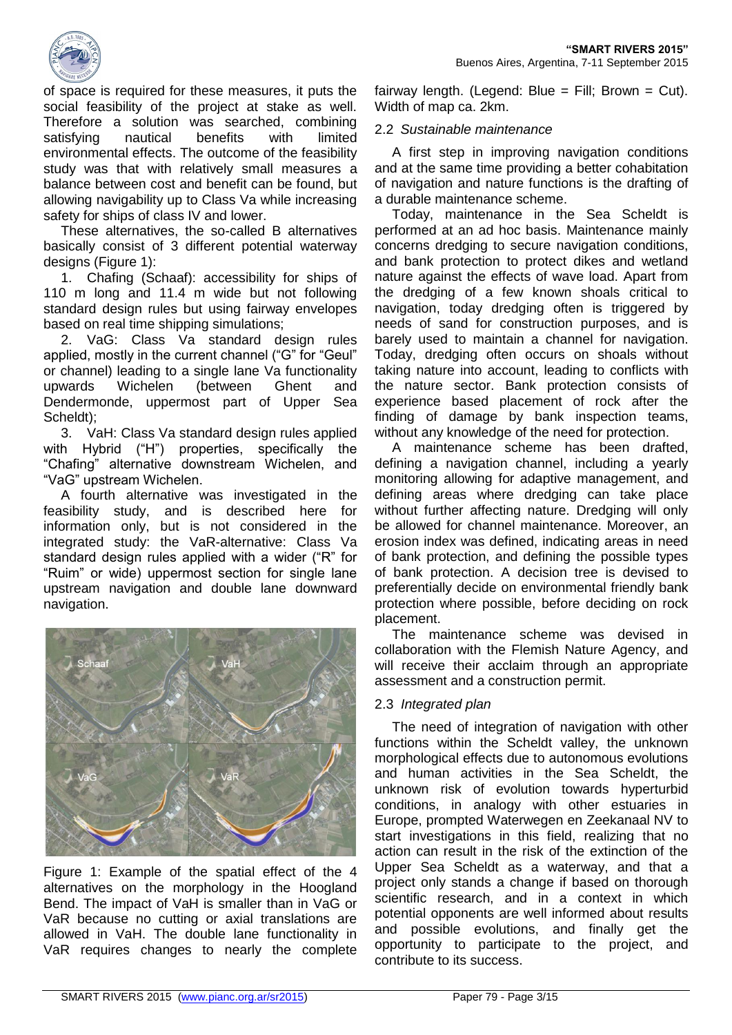of space is required for these measures, it puts the social feasibility of the project at stake as well. Therefore a solution was searched, combining satisfying nautical benefits with limited environmental effects. The outcome of the feasibility study was that with relatively small measures a balance between cost and benefit can be found, but allowing navigability up to Class Va while increasing safety for ships of class IV and lower.

These alternatives, the so-called B alternatives basically consist of 3 different potential waterway designs (Figure 1):

1. Chafing (Schaaf): accessibility for ships of 110 m long and 11.4 m wide but not following standard design rules but using fairway envelopes based on real time shipping simulations;
2. VaG: Class Va standard design rules applied, mostly in the current channel ("G" for "Geul" or channel) leading to a single lane Va functionality upwards Wichelen (between Ghent and Dendermonde, uppermost part of Upper Sea Scheldt);
3. VaH: Class Va standard design rules applied with Hybrid ("H") properties, specifically the "Chafing" alternative downstream Wichelen, and "VaG" upstream Wichelen.

A fourth alternative was investigated in the feasibility study, and is described here for information only, but is not considered in the integrated study: the VaR-alternative: Class Va standard design rules applied with a wider ("R" for "Ruim" or wide) uppermost section for single lane upstream navigation and double lane downward navigation.

Figure 1: Example of the spatial effect of the 4 alternatives on the morphology in the Hoogland Bend. The impact of VaH is smaller than in VaG or VaR because no cutting or axial translations are allowed in VaH. The double lane functionality in VaR requires changes to nearly the complete fairway length. (Legend: Blue = Fill; Brown = Cut). Width of map ca. 2km.

### 2.2 *Sustainable maintenance*

A first step in improving navigation conditions and at the same time providing a better cohabitation of navigation and nature functions is the drafting of a durable maintenance scheme.

Today, maintenance in the Sea Scheldt is performed at an ad hoc basis. Maintenance mainly concerns dredging to secure navigation conditions, and bank protection to protect dikes and wetland nature against the effects of wave load. Apart from the dredging of a few known shoals critical to navigation, today dredging often is triggered by needs of sand for construction purposes, and is barely used to maintain a channel for navigation. Today, dredging often occurs on shoals without taking nature into account, leading to conflicts with the nature sector. Bank protection consists of experience based placement of rock after the finding of damage by bank inspection teams, without any knowledge of the need for protection.

A maintenance scheme has been drafted, defining a navigation channel, including a yearly monitoring allowing for adaptive management, and defining areas where dredging can take place without further affecting nature. Dredging will only be allowed for channel maintenance. Moreover, an erosion index was defined, indicating areas in need of bank protection, and defining the possible types of bank protection. A decision tree is devised to preferentially decide on environmental friendly bank protection where possible, before deciding on rock placement.

The maintenance scheme was devised in collaboration with the Flemish Nature Agency, and will receive their acclaim through an appropriate assessment and a construction permit.

### 2.3 *Integrated plan*

The need of integration of navigation with other functions within the Scheldt valley, the unknown morphological effects due to autonomous evolutions and human activities in the Sea Scheldt, the unknown risk of evolution towards hyperturbid conditions, in analogy with other estuaries in Europe, prompted Waterwegen en Zeekanaal NV to start investigations in this field, realizing that no action can result in the risk of the extinction of the Upper Sea Scheldt as a waterway, and that a project only stands a change if based on thorough scientific research, and in a context in which potential opponents are well informed about results and possible evolutions, and finally get the opportunity to participate to the project, and contribute to its success.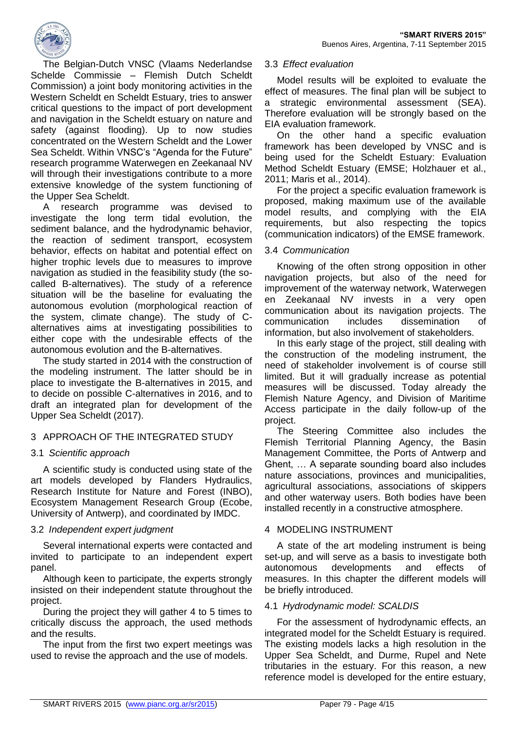The Belgian-Dutch VNSC (Vlaams Nederlandse Schelde Commissie – Flemish Dutch Scheldt Commission) a joint body monitoring activities in the Western Scheldt en Scheldt Estuary, tries to answer critical questions to the impact of port development and navigation in the Scheldt estuary on nature and safety (against flooding). Up to now studies concentrated on the Western Scheldt and the Lower Sea Scheldt. Within VNSC's "Agenda for the Future" research programme Waterwegen en Zeekanaal NV will through their investigations contribute to a more extensive knowledge of the system functioning of the Upper Sea Scheldt.

A research programme was devised to investigate the long term tidal evolution, the sediment balance, and the hydrodynamic behavior, the reaction of sediment transport, ecosystem behavior, effects on habitat and potential effect on higher trophic levels due to measures to improve navigation as studied in the feasibility study (the so-called B-alternatives). The study of a reference situation will be the baseline for evaluating the autonomous evolution (morphological reaction of the system, climate change). The study of C-alternatives aims at investigating possibilities to either cope with the undesirable effects of the autonomous evolution and the B-alternatives.

The study started in 2014 with the construction of the modeling instrument. The latter should be in place to investigate the B-alternatives in 2015, and to decide on possible C-alternatives in 2016, and to draft an integrated plan for development of the Upper Sea Scheldt (2017).

## 3 APPROACH OF THE INTEGRATED STUDY

### 3.1 *Scientific approach*

A scientific study is conducted using state of the art models developed by Flanders Hydraulics, Research Institute for Nature and Forest (INBO), Ecosystem Management Research Group (Ecobe, University of Antwerp), and coordinated by IMDC.

### 3.2 *Independent expert judgment*

Several international experts were contacted and invited to participate to an independent expert panel.

Although keen to participate, the experts strongly insisted on their independent statute throughout the project.

During the project they will gather 4 to 5 times to critically discuss the approach, the used methods and the results.

The input from the first two expert meetings was used to revise the approach and the use of models.

### 3.3 *Effect evaluation*

Model results will be exploited to evaluate the effect of measures. The final plan will be subject to a strategic environmental assessment (SEA). Therefore evaluation will be strongly based on the EIA evaluation framework.

On the other hand a specific evaluation framework has been developed by VNSC and is being used for the Scheldt Estuary: Evaluation Method Scheldt Estuary (EMSE; Holzhauer et al., 2011; Maris et al., 2014).

For the project a specific evaluation framework is proposed, making maximum use of the available model results, and complying with the EIA requirements, but also respecting the topics (communication indicators) of the EMSE framework.

### 3.4 *Communication*

Knowing of the often strong opposition in other navigation projects, but also of the need for improvement of the waterway network, Waterwegen en Zeekanaal NV invests in a very open communication about its navigation projects. The communication includes dissemination of information, but also involvement of stakeholders.

In this early stage of the project, still dealing with the construction of the modeling instrument, the need of stakeholder involvement is of course still limited. But it will gradually increase as potential measures will be discussed. Today already the Flemish Nature Agency, and Division of Maritime Access participate in the daily follow-up of the project.

The Steering Committee also includes the Flemish Territorial Planning Agency, the Basin Management Committee, the Ports of Antwerp and Ghent, … A separate sounding board also includes nature associations, provinces and municipalities, agricultural associations, associations of skippers and other waterway users. Both bodies have been installed recently in a constructive atmosphere.

## 4 MODELING INSTRUMENT

A state of the art modeling instrument is being set-up, and will serve as a basis to investigate both autonomous developments and effects of measures. In this chapter the different models will be briefly introduced.

### 4.1 *Hydrodynamic model: SCALDIS*

For the assessment of hydrodynamic effects, an integrated model for the Scheldt Estuary is required. The existing models lacks a high resolution in the Upper Sea Scheldt, and Durme, Rupel and Nete tributaries in the estuary. For this reason, a new reference model is developed for the entire estuary,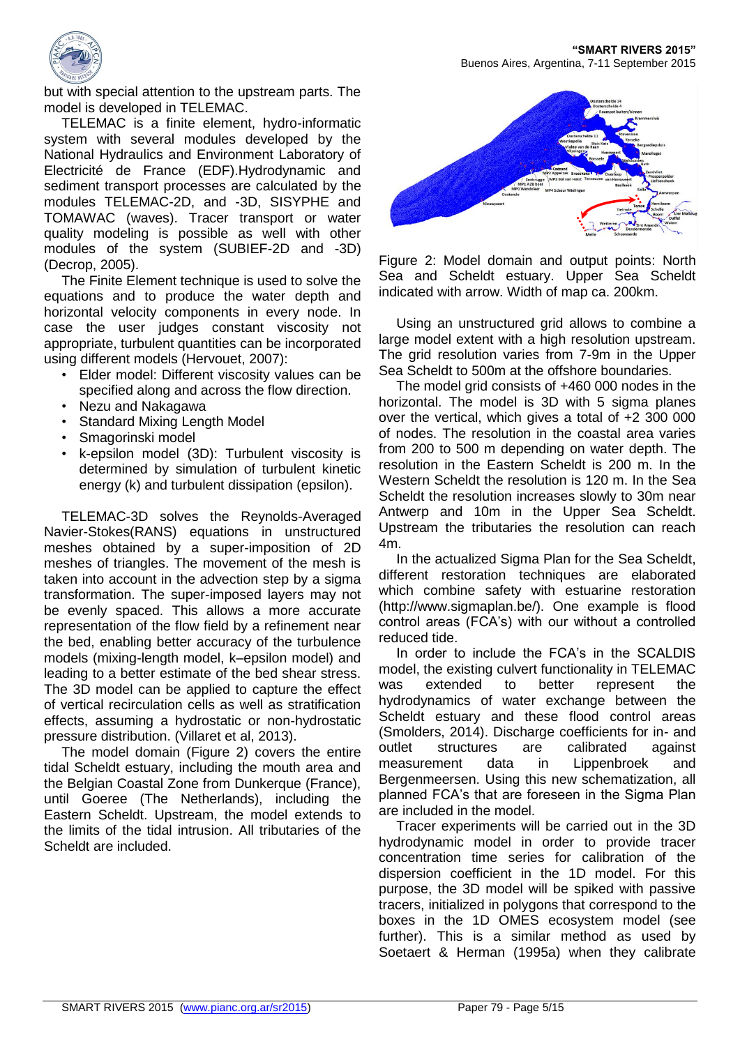but with special attention to the upstream parts. The model is developed in TELEMAC.

TELEMAC is a finite element, hydro-informatic system with several modules developed by the National Hydraulics and Environment Laboratory of Electricité de France (EDF).Hydrodynamic and sediment transport processes are calculated by the modules TELEMAC-2D, and -3D, SISYPHE and TOMAWAC (waves). Tracer transport or water quality modeling is possible as well with other modules of the system (SUBIEF-2D and -3D) (Decrop, 2005).

The Finite Element technique is used to solve the equations and to produce the water depth and horizontal velocity components in every node. In case the user judges constant viscosity not appropriate, turbulent quantities can be incorporated using different models (Hervouet, 2007):

- Elder model: Different viscosity values can be specified along and across the flow direction.
- Nezu and Nakagawa
- Standard Mixing Length Model
- Smagorinski model
- k-epsilon model (3D): Turbulent viscosity is determined by simulation of turbulent kinetic energy (k) and turbulent dissipation (epsilon).

TELEMAC-3D solves the Reynolds-Averaged Navier-Stokes(RANS) equations in unstructured meshes obtained by a super-imposition of 2D meshes of triangles. The movement of the mesh is taken into account in the advection step by a sigma transformation. The super-imposed layers may not be evenly spaced. This allows a more accurate representation of the flow field by a refinement near the bed, enabling better accuracy of the turbulence models (mixing-length model, k–epsilon model) and leading to a better estimate of the bed shear stress. The 3D model can be applied to capture the effect of vertical recirculation cells as well as stratification effects, assuming a hydrostatic or non-hydrostatic pressure distribution. (Villaret et al, 2013).

The model domain (Figure 2) covers the entire tidal Scheldt estuary, including the mouth area and the Belgian Coastal Zone from Dunkerque (France), until Goeree (The Netherlands), including the Eastern Scheldt. Upstream, the model extends to the limits of the tidal intrusion. All tributaries of the Scheldt are included.

Figure 2: Model domain and output points: North Sea and Scheldt estuary. Upper Sea Scheldt indicated with arrow. Width of map ca. 200km.

Using an unstructured grid allows to combine a large model extent with a high resolution upstream. The grid resolution varies from 7-9m in the Upper Sea Scheldt to 500m at the offshore boundaries.

The model grid consists of +460 000 nodes in the horizontal. The model is 3D with 5 sigma planes over the vertical, which gives a total of +2 300 000 of nodes. The resolution in the coastal area varies from 200 to 500 m depending on water depth. The resolution in the Eastern Scheldt is 200 m. In the Western Scheldt the resolution is 120 m. In the Sea Scheldt the resolution increases slowly to 30m near Antwerp and 10m in the Upper Sea Scheldt. Upstream the tributaries the resolution can reach 4m.

In the actualized Sigma Plan for the Sea Scheldt, different restoration techniques are elaborated which combine safety with estuarine restoration (http://www.sigmaplan.be/). One example is flood control areas (FCA's) with our without a controlled reduced tide.

In order to include the FCA's in the SCALDIS model, the existing culvert functionality in TELEMAC was extended to better represent the hydrodynamics of water exchange between the Scheldt estuary and these flood control areas (Smolders, 2014). Discharge coefficients for in- and outlet structures are calibrated against measurement data in Lippenbroek and Bergenmeersen. Using this new schematization, all planned FCA's that are foreseen in the Sigma Plan are included in the model.

Tracer experiments will be carried out in the 3D hydrodynamic model in order to provide tracer concentration time series for calibration of the dispersion coefficient in the 1D model. For this purpose, the 3D model will be spiked with passive tracers, initialized in polygons that correspond to the boxes in the 1D OMES ecosystem model (see further). This is a similar method as used by Soetaert & Herman (1995a) when they calibrate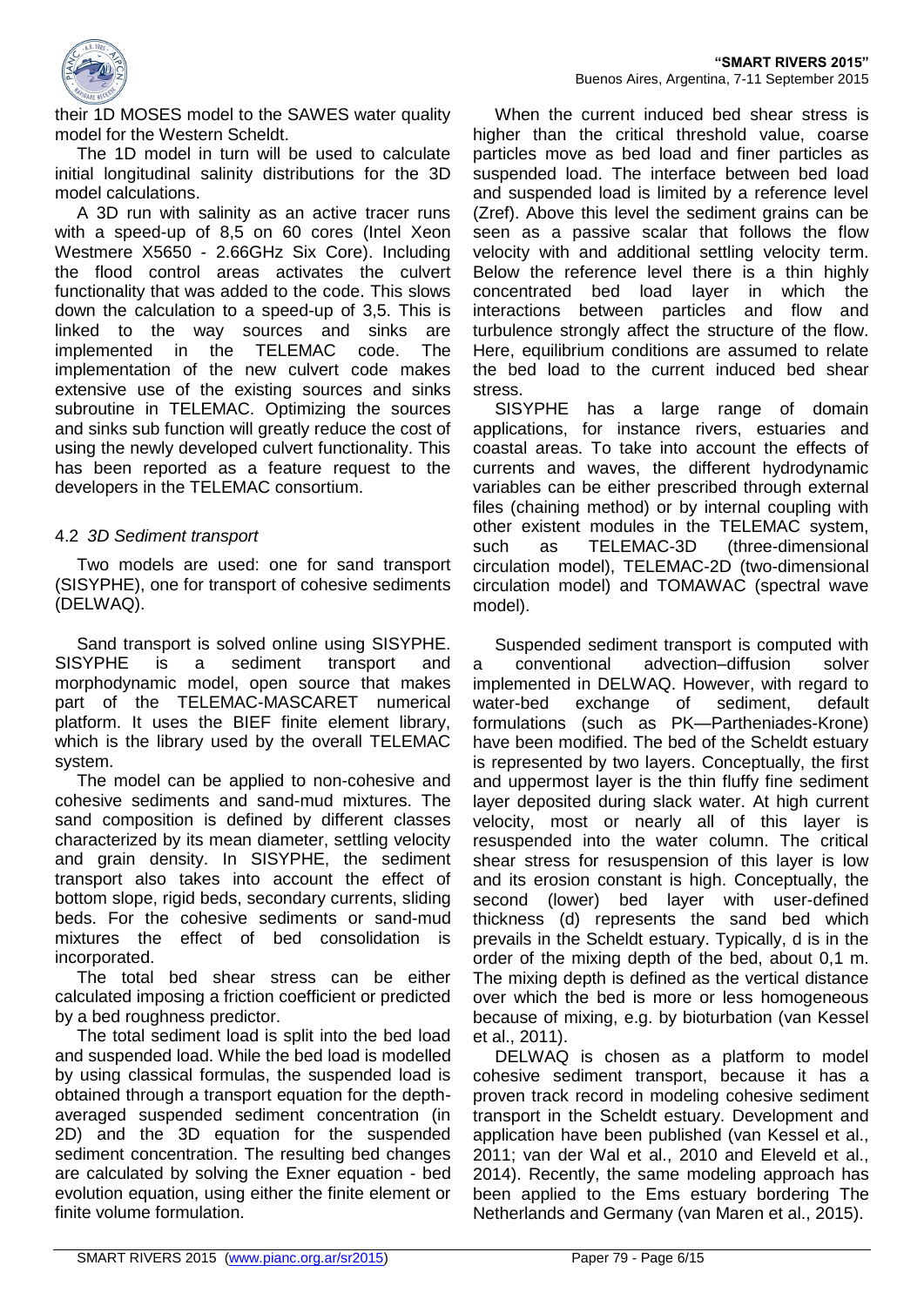their 1D MOSES model to the SAWES water quality model for the Western Scheldt.

The 1D model in turn will be used to calculate initial longitudinal salinity distributions for the 3D model calculations.

A 3D run with salinity as an active tracer runs with a speed-up of 8,5 on 60 cores (Intel Xeon Westmere X5650 - 2.66GHz Six Core). Including the flood control areas activates the culvert functionality that was added to the code. This slows down the calculation to a speed-up of 3,5. This is linked to the way sources and sinks are implemented in the TELEMAC code. The implementation of the new culvert code makes extensive use of the existing sources and sinks subroutine in TELEMAC. Optimizing the sources and sinks sub function will greatly reduce the cost of using the newly developed culvert functionality. This has been reported as a feature request to the developers in the TELEMAC consortium.

### 4.2 *3D Sediment transport*

Two models are used: one for sand transport (SISYPHE), one for transport of cohesive sediments (DELWAQ).

Sand transport is solved online using SISYPHE. SISYPHE is a sediment transport and morphodynamic model, open source that makes part of the TELEMAC-MASCARET numerical platform. It uses the BIEF finite element library, which is the library used by the overall TELEMAC system.

The model can be applied to non-cohesive and cohesive sediments and sand-mud mixtures. The sand composition is defined by different classes characterized by its mean diameter, settling velocity and grain density. In SISYPHE, the sediment transport also takes into account the effect of bottom slope, rigid beds, secondary currents, sliding beds. For the cohesive sediments or sand-mud mixtures the effect of bed consolidation is incorporated.

The total bed shear stress can be either calculated imposing a friction coefficient or predicted by a bed roughness predictor.

The total sediment load is split into the bed load and suspended load. While the bed load is modelled by using classical formulas, the suspended load is obtained through a transport equation for the depth-averaged suspended sediment concentration (in 2D) and the 3D equation for the suspended sediment concentration. The resulting bed changes are calculated by solving the Exner equation - bed evolution equation, using either the finite element or finite volume formulation.

When the current induced bed shear stress is higher than the critical threshold value, coarse particles move as bed load and finer particles as suspended load. The interface between bed load and suspended load is limited by a reference level (Zref). Above this level the sediment grains can be seen as a passive scalar that follows the flow velocity with and additional settling velocity term. Below the reference level there is a thin highly concentrated bed load layer in which the interactions between particles and flow and turbulence strongly affect the structure of the flow. Here, equilibrium conditions are assumed to relate the bed load to the current induced bed shear stress.

SISYPHE has a large range of domain applications, for instance rivers, estuaries and coastal areas. To take into account the effects of currents and waves, the different hydrodynamic variables can be either prescribed through external files (chaining method) or by internal coupling with other existent modules in the TELEMAC system, such as TELEMAC-3D (three-dimensional circulation model), TELEMAC-2D (two-dimensional circulation model) and TOMAWAC (spectral wave model).

Suspended sediment transport is computed with a conventional advection–diffusion solver implemented in DELWAQ. However, with regard to water-bed exchange of sediment, default formulations (such as PK—Partheniades-Krone) have been modified. The bed of the Scheldt estuary is represented by two layers. Conceptually, the first and uppermost layer is the thin fluffy fine sediment layer deposited during slack water. At high current velocity, most or nearly all of this layer is resuspended into the water column. The critical shear stress for resuspension of this layer is low and its erosion constant is high. Conceptually, the second (lower) bed layer with user-defined thickness (d) represents the sand bed which prevails in the Scheldt estuary. Typically, d is in the order of the mixing depth of the bed, about 0,1 m. The mixing depth is defined as the vertical distance over which the bed is more or less homogeneous because of mixing, e.g. by bioturbation (van Kessel et al., 2011).

DELWAQ is chosen as a platform to model cohesive sediment transport, because it has a proven track record in modeling cohesive sediment transport in the Scheldt estuary. Development and application have been published (van Kessel et al., 2011; van der Wal et al., 2010 and Eleveld et al., 2014). Recently, the same modeling approach has been applied to the Ems estuary bordering The Netherlands and Germany (van Maren et al., 2015).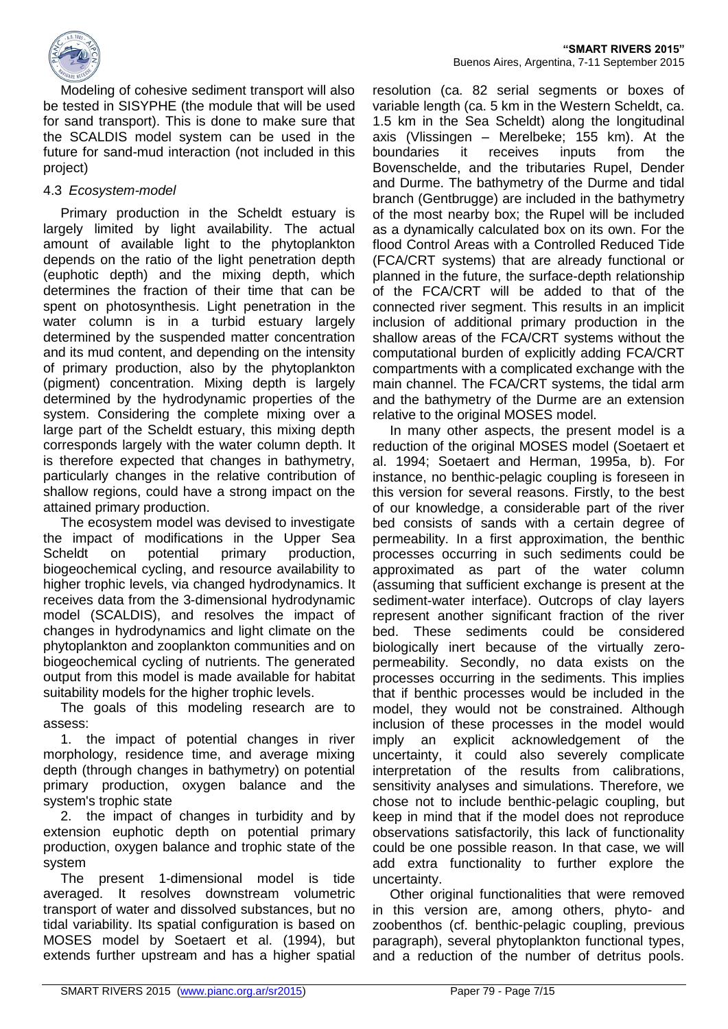Modeling of cohesive sediment transport will also be tested in SISYPHE (the module that will be used for sand transport). This is done to make sure that the SCALDIS model system can be used in the future for sand-mud interaction (not included in this project)

### 4.3 *Ecosystem-model*

Primary production in the Scheldt estuary is largely limited by light availability. The actual amount of available light to the phytoplankton depends on the ratio of the light penetration depth (euphotic depth) and the mixing depth, which determines the fraction of their time that can be spent on photosynthesis. Light penetration in the water column is in a turbid estuary largely determined by the suspended matter concentration and its mud content, and depending on the intensity of primary production, also by the phytoplankton (pigment) concentration. Mixing depth is largely determined by the hydrodynamic properties of the system. Considering the complete mixing over a large part of the Scheldt estuary, this mixing depth corresponds largely with the water column depth. It is therefore expected that changes in bathymetry, particularly changes in the relative contribution of shallow regions, could have a strong impact on the attained primary production.

The ecosystem model was devised to investigate the impact of modifications in the Upper Sea Scheldt on potential primary production, biogeochemical cycling, and resource availability to higher trophic levels, via changed hydrodynamics. It receives data from the 3-dimensional hydrodynamic model (SCALDIS), and resolves the impact of changes in hydrodynamics and light climate on the phytoplankton and zooplankton communities and on biogeochemical cycling of nutrients. The generated output from this model is made available for habitat suitability models for the higher trophic levels.

The goals of this modeling research are to assess:

1. the impact of potential changes in river morphology, residence time, and average mixing depth (through changes in bathymetry) on potential primary production, oxygen balance and the system's trophic state
2. the impact of changes in turbidity and by extension euphotic depth on potential primary production, oxygen balance and trophic state of the system

The present 1-dimensional model is tide averaged. It resolves downstream volumetric transport of water and dissolved substances, but no tidal variability. Its spatial configuration is based on MOSES model by Soetaert et al. (1994), but extends further upstream and has a higher spatial resolution (ca. 82 serial segments or boxes of variable length (ca. 5 km in the Western Scheldt, ca. 1.5 km in the Sea Scheldt) along the longitudinal axis (Vlissingen – Merelbeke; 155 km). At the boundaries it receives inputs from the Bovenschelde, and the tributaries Rupel, Dender and Durme. The bathymetry of the Durme and tidal branch (Gentbrugge) are included in the bathymetry of the most nearby box; the Rupel will be included as a dynamically calculated box on its own. For the flood Control Areas with a Controlled Reduced Tide (FCA/CRT systems) that are already functional or planned in the future, the surface-depth relationship of the FCA/CRT will be added to that of the connected river segment. This results in an implicit inclusion of additional primary production in the shallow areas of the FCA/CRT systems without the computational burden of explicitly adding FCA/CRT compartments with a complicated exchange with the main channel. The FCA/CRT systems, the tidal arm and the bathymetry of the Durme are an extension relative to the original MOSES model.

In many other aspects, the present model is a reduction of the original MOSES model (Soetaert et al. 1994; Soetaert and Herman, 1995a, b). For instance, no benthic-pelagic coupling is foreseen in this version for several reasons. Firstly, to the best of our knowledge, a considerable part of the river bed consists of sands with a certain degree of permeability. In a first approximation, the benthic processes occurring in such sediments could be approximated as part of the water column (assuming that sufficient exchange is present at the sediment-water interface). Outcrops of clay layers represent another significant fraction of the river bed. These sediments could be considered biologically inert because of the virtually zero-permeability. Secondly, no data exists on the processes occurring in the sediments. This implies that if benthic processes would be included in the model, they would not be constrained. Although inclusion of these processes in the model would imply an explicit acknowledgement of the uncertainty, it could also severely complicate interpretation of the results from calibrations, sensitivity analyses and simulations. Therefore, we chose not to include benthic-pelagic coupling, but keep in mind that if the model does not reproduce observations satisfactorily, this lack of functionality could be one possible reason. In that case, we will add extra functionality to further explore the uncertainty.

Other original functionalities that were removed in this version are, among others, phyto- and zoobenthos (cf. benthic-pelagic coupling, previous paragraph), several phytoplankton functional types, and a reduction of the number of detritus pools.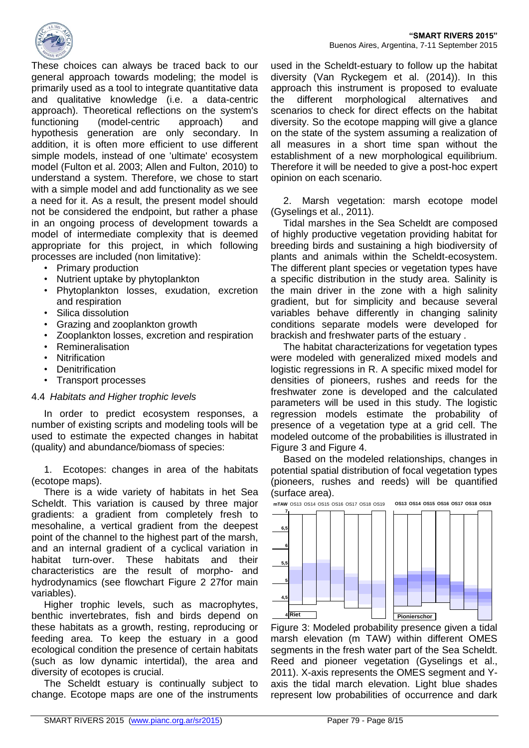These choices can always be traced back to our general approach towards modeling; the model is primarily used as a tool to integrate quantitative data and qualitative knowledge (i.e. a data-centric approach). Theoretical reflections on the system's functioning (model-centric approach) and hypothesis generation are only secondary. In addition, it is often more efficient to use different simple models, instead of one 'ultimate' ecosystem model (Fulton et al. 2003; Allen and Fulton, 2010) to understand a system. Therefore, we chose to start with a simple model and add functionality as we see a need for it. As a result, the present model should not be considered the endpoint, but rather a phase in an ongoing process of development towards a model of intermediate complexity that is deemed appropriate for this project, in which following processes are included (non limitative):

- Primary production
- Nutrient uptake by phytoplankton
- Phytoplankton losses, exudation, excretion and respiration
- Silica dissolution
- Grazing and zooplankton growth
- Zooplankton losses, excretion and respiration
- Remineralisation
- Nitrification
- Denitrification
- Transport processes

### 4.4 *Habitats and Higher trophic levels*

In order to predict ecosystem responses, a number of existing scripts and modeling tools will be used to estimate the expected changes in habitat (quality) and abundance/biomass of species:

1. Ecotopes: changes in area of the habitats (ecotope maps).

There is a wide variety of habitats in het Sea Scheldt. This variation is caused by three major gradients: a gradient from completely fresh to mesohaline, a vertical gradient from the deepest point of the channel to the highest part of the marsh, and an internal gradient of a cyclical variation in habitat turn-over. These habitats and their characteristics are the result of morpho- and hydrodynamics (see flowchart Figure 2 27for main variables).

Higher trophic levels, such as macrophytes, benthic invertebrates, fish and birds depend on these habitats as a growth, resting, reproducing or feeding area. To keep the estuary in a good ecological condition the presence of certain habitats (such as low dynamic intertidal), the area and diversity of ecotopes is crucial.

The Scheldt estuary is continually subject to change. Ecotope maps are one of the instruments used in the Scheldt-estuary to follow up the habitat diversity (Van Ryckegem et al. (2014)). In this approach this instrument is proposed to evaluate the different morphological alternatives and scenarios to check for direct effects on the habitat diversity. So the ecotope mapping will give a glance on the state of the system assuming a realization of all measures in a short time span without the establishment of a new morphological equilibrium. Therefore it will be needed to give a post-hoc expert opinion on each scenario.

2. Marsh vegetation: marsh ecotope model (Gyselings et al., 2011).

Tidal marshes in the Sea Scheldt are composed of highly productive vegetation providing habitat for breeding birds and sustaining a high biodiversity of plants and animals within the Scheldt-ecosystem. The different plant species or vegetation types have a specific distribution in the study area. Salinity is the main driver in the zone with a high salinity gradient, but for simplicity and because several variables behave differently in changing salinity conditions separate models were developed for brackish and freshwater parts of the estuary .

The habitat characterizations for vegetation types were modeled with generalized mixed models and logistic regressions in R. A specific mixed model for densities of pioneers, rushes and reeds for the freshwater zone is developed and the calculated parameters will be used in this study. The logistic regression models estimate the probability of presence of a vegetation type at a grid cell. The modeled outcome of the probabilities is illustrated in Figure 3 and Figure 4.

Based on the modeled relationships, changes in potential spatial distribution of focal vegetation types (pioneers, rushes and reeds) will be quantified (surface area).

Figure 3: Modeled probability presence given a tidal marsh elevation (m TAW) within different OMES segments in the fresh water part of the Sea Scheldt. Reed and pioneer vegetation (Gyselings et al., 2011). X-axis represents the OMES segment and Y-axis the tidal march elevation. Light blue shades represent low probabilities of occurrence and dark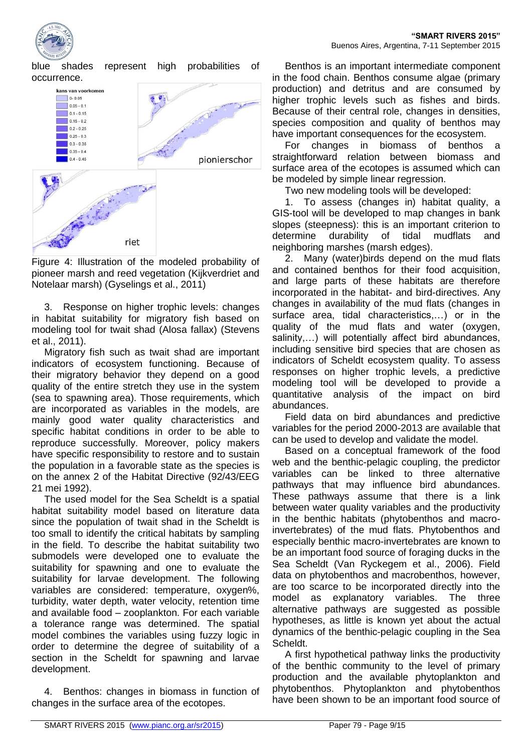blue shades represent high probabilities of occurrence.

Figure 4: Illustration of the modeled probability of pioneer marsh and reed vegetation (Kijkverdriet and Notelaar marsh) (Gyselings et al., 2011)

3. Response on higher trophic levels: changes in habitat suitability for migratory fish based on modeling tool for twait shad (Alosa fallax) (Stevens et al., 2011).

Migratory fish such as twait shad are important indicators of ecosystem functioning. Because of their migratory behavior they depend on a good quality of the entire stretch they use in the system (sea to spawning area). Those requirements, which are incorporated as variables in the models, are mainly good water quality characteristics and specific habitat conditions in order to be able to reproduce successfully. Moreover, policy makers have specific responsibility to restore and to sustain the population in a favorable state as the species is on the annex 2 of the Habitat Directive (92/43/EEG 21 mei 1992).

The used model for the Sea Scheldt is a spatial habitat suitability model based on literature data since the population of twait shad in the Scheldt is too small to identify the critical habitats by sampling in the field. To describe the habitat suitability two submodels were developed one to evaluate the suitability for spawning and one to evaluate the suitability for larvae development. The following variables are considered: temperature, oxygen%, turbidity, water depth, water velocity, retention time and available food – zooplankton. For each variable a tolerance range was determined. The spatial model combines the variables using fuzzy logic in order to determine the degree of suitability of a section in the Scheldt for spawning and larvae development.

4. Benthos: changes in biomass in function of changes in the surface area of the ecotopes.

Benthos is an important intermediate component in the food chain. Benthos consume algae (primary production) and detritus and are consumed by higher trophic levels such as fishes and birds. Because of their central role, changes in densities, species composition and quality of benthos may have important consequences for the ecosystem.

For changes in biomass of benthos a straightforward relation between biomass and surface area of the ecotopes is assumed which can be modeled by simple linear regression.

Two new modeling tools will be developed:

1. To assess (changes in) habitat quality, a GIS-tool will be developed to map changes in bank slopes (steepness): this is an important criterion to determine durability of tidal mudflats and neighboring marshes (marsh edges).

2. Many (water)birds depend on the mud flats and contained benthos for their food acquisition, and large parts of these habitats are therefore incorporated in the habitat- and bird-directives. Any changes in availability of the mud flats (changes in surface area, tidal characteristics,…) or in the quality of the mud flats and water (oxygen, salinity,…) will potentially affect bird abundances, including sensitive bird species that are chosen as indicators of Scheldt ecosystem quality. To assess responses on higher trophic levels, a predictive modeling tool will be developed to provide a quantitative analysis of the impact on bird abundances.

Field data on bird abundances and predictive variables for the period 2000-2013 are available that can be used to develop and validate the model.

Based on a conceptual framework of the food web and the benthic-pelagic coupling, the predictor variables can be linked to three alternative pathways that may influence bird abundances. These pathways assume that there is a link between water quality variables and the productivity in the benthic habitats (phytobenthos and macro-invertebrates) of the mud flats. Phytobenthos and especially benthic macro-invertebrates are known to be an important food source of foraging ducks in the Sea Scheldt (Van Ryckegem et al., 2006). Field data on phytobenthos and macrobenthos, however, are too scarce to be incorporated directly into the model as explanatory variables. The three alternative pathways are suggested as possible hypotheses, as little is known yet about the actual dynamics of the benthic-pelagic coupling in the Sea Scheldt.

A first hypothetical pathway links the productivity of the benthic community to the level of primary production and the available phytoplankton and phytobenthos. Phytoplankton and phytobenthos have been shown to be an important food source of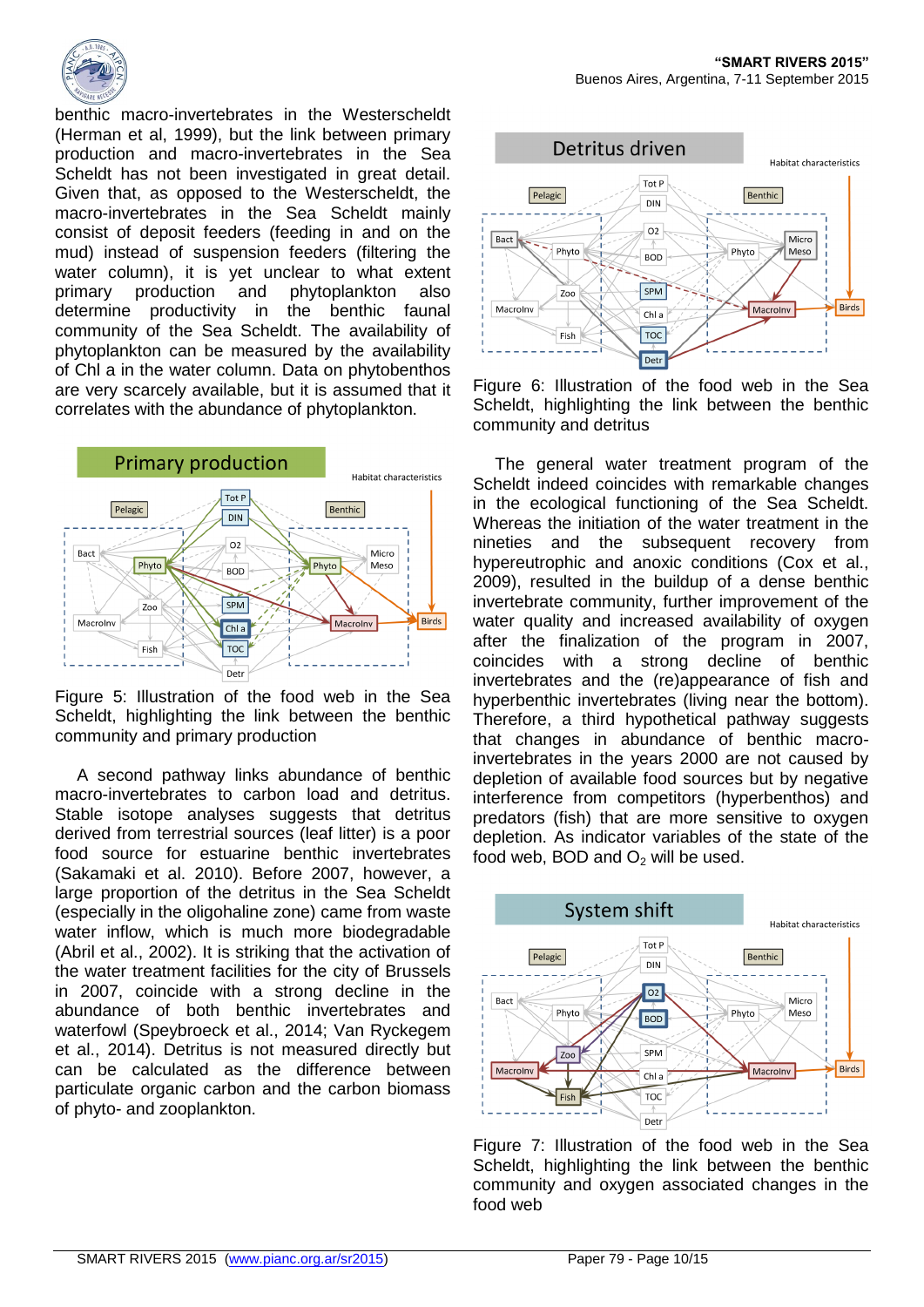benthic macro-invertebrates in the Westerscheldt (Herman et al, 1999), but the link between primary production and macro-invertebrates in the Sea Scheldt has not been investigated in great detail. Given that, as opposed to the Westerscheldt, the macro-invertebrates in the Sea Scheldt mainly consist of deposit feeders (feeding in and on the mud) instead of suspension feeders (filtering the water column), it is yet unclear to what extent primary production and phytoplankton also determine productivity in the benthic faunal community of the Sea Scheldt. The availability of phytoplankton can be measured by the availability of Chl a in the water column. Data on phytobenthos are very scarcely available, but it is assumed that it correlates with the abundance of phytoplankton.

Figure 5: Illustration of the food web in the Sea Scheldt, highlighting the link between the benthic community and primary production

A second pathway links abundance of benthic macro-invertebrates to carbon load and detritus. Stable isotope analyses suggest that detritus derived from terrestrial sources (leaf litter) is a poor food source for estuarine benthic invertebrates (Sakamaki et al. 2010). Before 2007, however, a large proportion of the detritus in the Sea Scheldt (especially in the oligohaline zone) came from waste water inflow, which is much more biodegradable (Abril et al., 2002). It is striking that the activation of the water treatment facilities for the city of Brussels in 2007, coincide with a strong decline in the abundance of both benthic invertebrates and waterfowl (Speybroeck et al., 2014; Van Ryckegem et al., 2014). Detritus is not measured directly but can be calculated as the difference between particulate organic carbon and the carbon biomass of phyto- and zooplankton.

Figure 6: Illustration of the food web in the Sea Scheldt, highlighting the link between the benthic community and detritus

The general water treatment program of the Scheldt indeed coincides with remarkable changes in the ecological functioning of the Sea Scheldt. Whereas the initiation of the water treatment in the nineties and the subsequent recovery from hypereutrophic and anoxic conditions (Cox et al., 2009), resulted in the buildup of a dense benthic invertebrate community, further improvement of the water quality and increased availability of oxygen after the finalization of the program in 2007, coincides with a strong decline of benthic invertebrates and the (re)appearance of fish and hyperbenthic invertebrates (living near the bottom). Therefore, a third hypothetical pathway suggests that changes in abundance of benthic macro-invertebrates in the years 2000 are not caused by depletion of available food sources but by negative interference from competitors (hyperbenthos) and predators (fish) that are more sensitive to oxygen depletion. As indicator variables of the state of the food web, BOD and $O_2$ will be used.

Figure 7: Illustration of the food web in the Sea Scheldt, highlighting the link between the benthic community and oxygen associated changes in the food web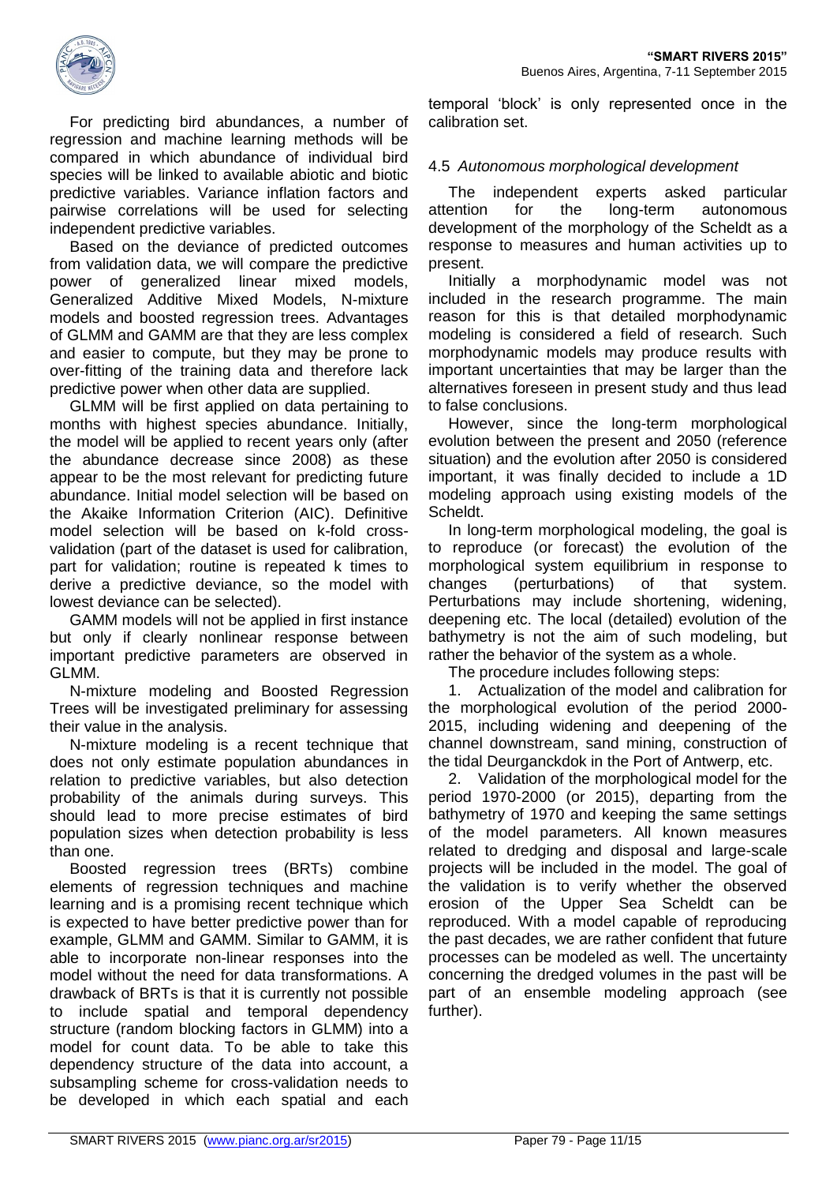For predicting bird abundances, a number of regression and machine learning methods will be compared in which abundance of individual bird species will be linked to available abiotic and biotic predictive variables. Variance inflation factors and pairwise correlations will be used for selecting independent predictive variables.

Based on the deviance of predicted outcomes from validation data, we will compare the predictive power of generalized linear mixed models, Generalized Additive Mixed Models, N-mixture models and boosted regression trees. Advantages of GLMM and GAMM are that they are less complex and easier to compute, but they may be prone to over-fitting of the training data and therefore lack predictive power when other data are supplied.

GLMM will be first applied on data pertaining to months with highest species abundance. Initially, the model will be applied to recent years only (after the abundance decrease since 2008) as these appear to be the most relevant for predicting future abundance. Initial model selection will be based on the Akaike Information Criterion (AIC). Definitive model selection will be based on k-fold cross-validation (part of the dataset is used for calibration, part for validation; routine is repeated k times to derive a predictive deviance, so the model with lowest deviance can be selected).

GAMM models will not be applied in first instance but only if clearly nonlinear response between important predictive parameters are observed in GLMM.

N-mixture modeling and Boosted Regression Trees will be investigated preliminary for assessing their value in the analysis.

N-mixture modeling is a recent technique that does not only estimate population abundances in relation to predictive variables, but also detection probability of the animals during surveys. This should lead to more precise estimates of bird population sizes when detection probability is less than one.

Boosted regression trees (BRTs) combine elements of regression techniques and machine learning and is a promising recent technique which is expected to have better predictive power than for example, GLMM and GAMM. Similar to GAMM, it is able to incorporate non-linear responses into the model without the need for data transformations. A drawback of BRTs is that it is currently not possible to include spatial and temporal dependency structure (random blocking factors in GLMM) into a model for count data. To be able to take this dependency structure of the data into account, a subsampling scheme for cross-validation needs to be developed in which each spatial and each temporal 'block' is only represented once in the calibration set.

### 4.5 *Autonomous morphological development*

The independent experts asked particular attention for the long-term autonomous development of the morphology of the Scheldt as a response to measures and human activities up to present.

Initially a morphodynamic model was not included in the research programme. The main reason for this is that detailed morphodynamic modeling is considered a field of research. Such morphodynamic models may produce results with important uncertainties that may be larger than the alternatives foreseen in present study and thus lead to false conclusions.

However, since the long-term morphological evolution between the present and 2050 (reference situation) and the evolution after 2050 is considered important, it was finally decided to include a 1D modeling approach using existing models of the Scheldt.

In long-term morphological modeling, the goal is to reproduce (or forecast) the evolution of the morphological system equilibrium in response to changes (perturbations) of that system. Perturbations may include shortening, widening, deepening etc. The local (detailed) evolution of the bathymetry is not the aim of such modeling, but rather the behavior of the system as a whole.

The procedure includes following steps:

1. Actualization of the model and calibration for the morphological evolution of the period 2000-2015, including widening and deepening of the channel downstream, sand mining, construction of the tidal Deurganckdok in the Port of Antwerp, etc.
2. Validation of the morphological model for the period 1970-2000 (or 2015), departing from the bathymetry of 1970 and keeping the same settings of the model parameters. All known measures related to dredging and disposal and large-scale projects will be included in the model. The goal of the validation is to verify whether the observed erosion of the Upper Sea Scheldt can be reproduced. With a model capable of reproducing the past decades, we are rather confident that future processes can be modeled as well. The uncertainty concerning the dredged volumes in the past will be part of an ensemble modeling approach (see further).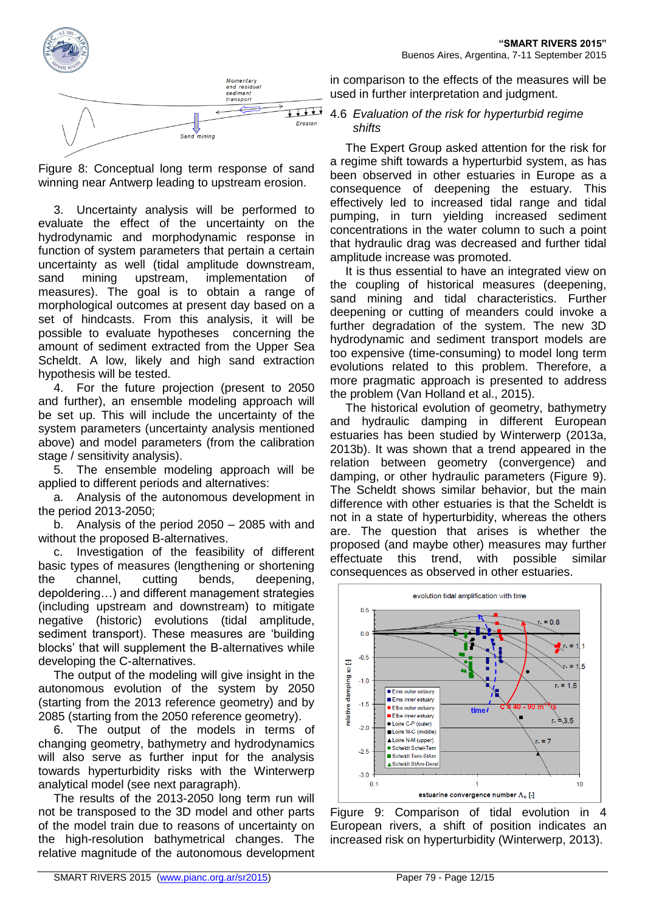Figure 8: Conceptual long term response of sand winning near Antwerp leading to upstream erosion.

3. Uncertainty analysis will be performed to evaluate the effect of the uncertainty on the hydrodynamic and morphodynamic response in function of system parameters that pertain a certain uncertainty as well (tidal amplitude downstream, sand mining upstream, implementation of measures). The goal is to obtain a range of morphological outcomes at present day based on a set of hindcasts. From this analysis, it will be possible to evaluate hypotheses concerning the amount of sediment extracted from the Upper Sea Scheldt. A low, likely and high sand extraction hypothesis will be tested.

4. For the future projection (present to 2050 and further), an ensemble modeling approach will be set up. This will include the uncertainty of the system parameters (uncertainty analysis mentioned above) and model parameters (from the calibration stage / sensitivity analysis).

5. The ensemble modeling approach will be applied to different periods and alternatives:

a. Analysis of the autonomous development in the period 2013-2050;

b. Analysis of the period 2050 – 2085 with and without the proposed B-alternatives.

c. Investigation of the feasibility of different basic types of measures (lengthening or shortening the channel, cutting bends, deepening, depoldering…) and different management strategies (including upstream and downstream) to mitigate negative (historic) evolutions (tidal amplitude, sediment transport). These measures are 'building blocks' that will supplement the B-alternatives while developing the C-alternatives.

The output of the modeling will give insight in the autonomous evolution of the system by 2050 (starting from the 2013 reference geometry) and by 2085 (starting from the 2050 reference geometry).

6. The output of the models in terms of changing geometry, bathymetry and hydrodynamics will also serve as further input for the analysis towards hyperturbidity risks with the Winterwerp analytical model (see next paragraph).

The results of the 2013-2050 long term run will not be transposed to the 3D model and other parts of the model train due to reasons of uncertainty on the high-resolution bathymetrical changes. The relative magnitude of the autonomous development in comparison to the effects of the measures will be used in further interpretation and judgment.

## 4.6 *Evaluation of the risk for hyperturbid regime shifts*

The Expert Group asked attention for the risk for a regime shift towards a hyperturbid system, as has been observed in other estuaries in Europe as a consequence of deepening the estuary. This effectively led to increased tidal range and tidal pumping, in turn yielding increased sediment concentrations in the water column to such a point that hydraulic drag was decreased and further tidal amplitude increase was promoted.

It is thus essential to have an integrated view on the coupling of historical measures (deepening, sand mining and tidal characteristics. Further deepening or cutting of meanders could invoke a further degradation of the system. The new 3D hydrodynamic and sediment transport models are too expensive (time-consuming) to model long term evolutions related to this problem. Therefore, a more pragmatic approach is presented to address the problem (Van Holland et al., 2015).

The historical evolution of geometry, bathymetry and hydraulic damping in different European estuaries has been studied by Winterwerp (2013a, 2013b). It was shown that a trend appeared in the relation between geometry (convergence) and damping, or other hydraulic parameters (Figure 9). The Scheldt shows similar behavior, but the main difference with other estuaries is that the Scheldt is not in a state of hyperturbidity, whereas the others are. The question that arises is whether the proposed (and maybe other) measures may further effectuate this trend, with possible similar consequences as observed in other estuaries.

Figure 9: Comparison of tidal evolution in 4 European rivers, a shift of position indicates an increased risk on hyperturbidity (Winterwerp, 2013).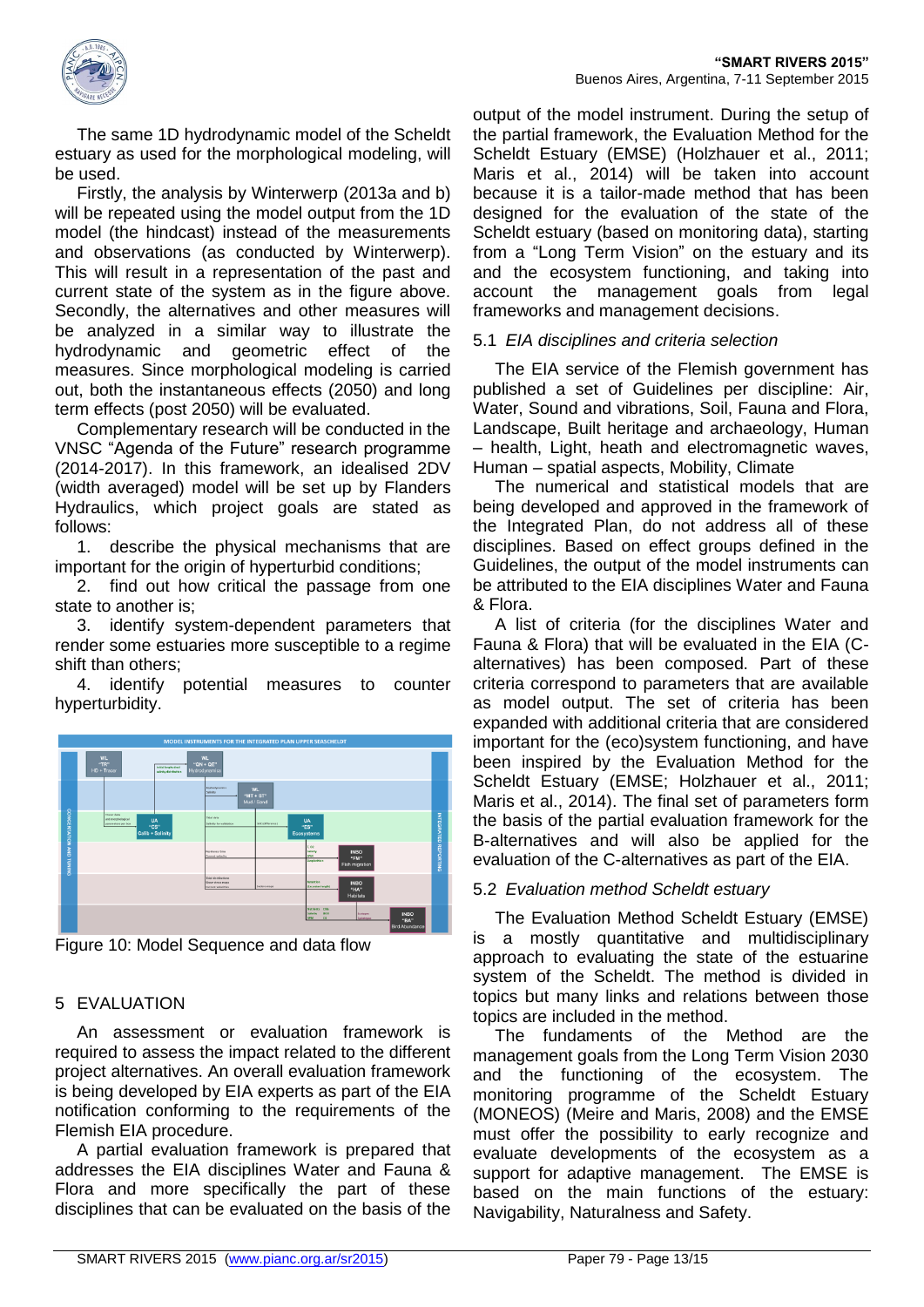The same 1D hydrodynamic model of the Scheldt estuary as used for the morphological modeling, will be used.

Firstly, the analysis by Winterwerp (2013a and b) will be repeated using the model output from the 1D model (the hindcast) instead of the measurements and observations (as conducted by Winterwerp). This will result in a representation of the past and current state of the system as in the figure above. Secondly, the alternatives and other measures will be analyzed in a similar way to illustrate the hydrodynamic and geometric effect of the measures. Since morphological modeling is carried out, both the instantaneous effects (2050) and long term effects (post 2050) will be evaluated.

Complementary research will be conducted in the VNSC "Agenda of the Future" research programme (2014-2017). In this framework, an idealised 2DV (width averaged) model will be set up by Flanders Hydraulics, which project goals are stated as follows:

1. describe the physical mechanisms that are important for the origin of hyperturbid conditions;
2. find out how critical the passage from one state to another is;
3. identify system-dependent parameters that render some estuaries more susceptible to a regime shift than others;
4. identify potential measures to counter hyperturbidity.

Figure 10: Model Sequence and data flow

## 5 EVALUATION

An assessment or evaluation framework is required to assess the impact related to the different project alternatives. An overall evaluation framework is being developed by EIA experts as part of the EIA notification conforming to the requirements of the Flemish EIA procedure.

A partial evaluation framework is prepared that addresses the EIA disciplines Water and Fauna & Flora and more specifically the part of these disciplines that can be evaluated on the basis of the output of the model instrument. During the setup of the partial framework, the Evaluation Method for the Scheldt Estuary (EMSE) (Holzhauer et al., 2011; Maris et al., 2014) will be taken into account because it is a tailor-made method that has been designed for the evaluation of the state of the Scheldt estuary (based on monitoring data), starting from a "Long Term Vision" on the estuary and its and the ecosystem functioning, and taking into account the management goals from legal frameworks and management decisions.

### 5.1 *EIA disciplines and criteria selection*

The EIA service of the Flemish government has published a set of Guidelines per discipline: Air, Water, Sound and vibrations, Soil, Fauna and Flora, Landscape, Built heritage and archaeology, Human – health, Light, heath and electromagnetic waves, Human – spatial aspects, Mobility, Climate

The numerical and statistical models that are being developed and approved in the framework of the Integrated Plan, do not address all of these disciplines. Based on effect groups defined in the Guidelines, the output of the model instruments can be attributed to the EIA disciplines Water and Fauna & Flora.

A list of criteria (for the disciplines Water and Fauna & Flora) that will be evaluated in the EIA (C-alternatives) has been composed. Part of these criteria correspond to parameters that are available as model output. The set of criteria has been expanded with additional criteria that are considered important for the (eco)system functioning, and have been inspired by the Evaluation Method for the Scheldt Estuary (EMSE; Holzhauer et al., 2011; Maris et al., 2014). The final set of parameters form the basis of the partial evaluation framework for the B-alternatives and will also be applied for the evaluation of the C-alternatives as part of the EIA.

### 5.2 *Evaluation method Scheldt estuary*

The Evaluation Method Scheldt Estuary (EMSE) is a mostly quantitative and multidisciplinary approach to evaluating the state of the estuarine system of the Scheldt. The method is divided in topics but many links and relations between those topics are included in the method.

The fundaments of the Method are the management goals from the Long Term Vision 2030 and the functioning of the ecosystem. The monitoring programme of the Scheldt Estuary (MONEOS) (Meire and Maris, 2008) and the EMSE must offer the possibility to early recognize and evaluate developments of the ecosystem as a support for adaptive management. The EMSE is based on the main functions of the estuary: Navigability, Naturalness and Safety.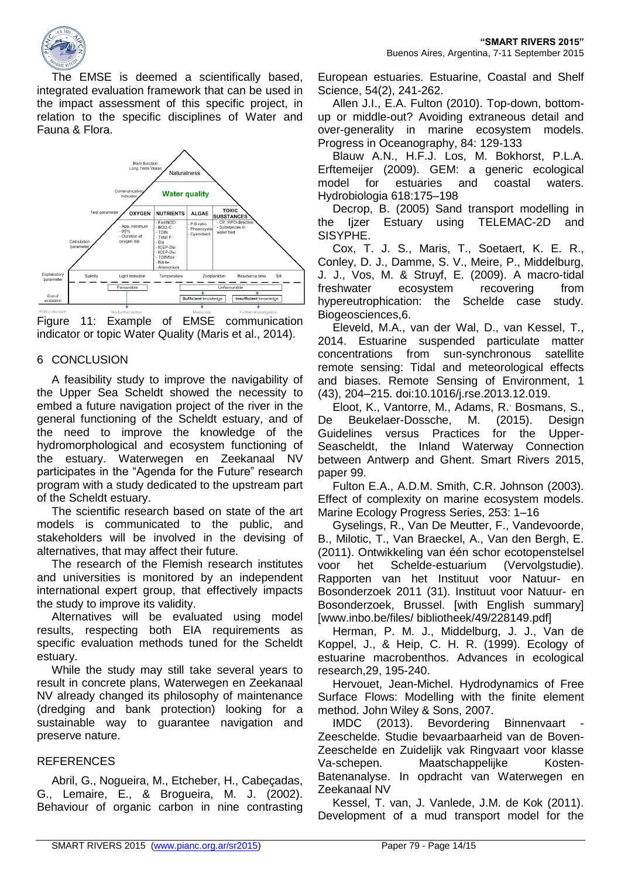The EMSE is deemed a scientifically based, integrated evaluation framework that can be used in the impact assessment of this specific project, in relation to the specific disciplines of Water and Fauna & Flora.

Figure 11: Example of EMSE communication indicator or topic Water Quality (Maris et al., 2014).

## 6 CONCLUSION

A feasibility study to improve the navigability of the Upper Sea Scheldt showed the necessity to embed a future navigation project of the river in the general functioning of the Scheldt estuary, and of the need to improve the knowledge of the hydromorphological and ecosystem functioning of the estuary. Waterwegen en Zeekanaal NV participates in the "Agenda for the Future" research program with a study dedicated to the upstream part of the Scheldt estuary.

The scientific research based on state of the art models is communicated to the public, and stakeholders will be involved in the devising of alternatives, that may affect their future.

The research of the Flemish research institutes and universities is monitored by an independent international expert group, that effectively impacts the study to improve its validity.

Alternatives will be evaluated using model results, respecting both EIA requirements as specific evaluation methods tuned for the Scheldt estuary.

While the study may still take several years to result in concrete plans, Waterwegen en Zeekanaal NV already changed its philosophy of maintenance (dredging and bank protection) looking for a sustainable way to guarantee navigation and preserve nature.

## REFERENCES

Abril, G., Nogueira, M., Etcheber, H., Cabeçadas, G., Lemaire, E., & Brogueira, M. J. (2002). Behaviour of organic carbon in nine contrasting European estuaries. Estuarine, Coastal and Shelf Science, 54(2), 241-262.

Allen J.I., E.A. Fulton (2010). Top-down, bottom-up or middle-out? Avoiding extraneous detail and over-generality in marine ecosystem models. Progress in Oceanography, 84: 129-133

Blauw A.N., H.F.J. Los, M. Bokhorst, P.L.A. Erftemeijer (2009). GEM: a generic ecological model for estuaries and coastal waters. Hydrobiologia 618:175–198

Decrop, B. (2005) Sand transport modelling in the Ijzer Estuary using TELEMAC-2D and SISYPHE.

Cox, T. J. S., Maris, T., Soetaert, K. E. R., Conley, D. J., Damme, S. V., Meire, P., Middelburg, J. J., Vos, M. & Struyf, E. (2009). A macro-tidal freshwater ecosystem recovering from hypereutrophication: the Schelde case study. Biogeosciences,6.

Eleveld, M.A., van der Wal, D., van Kessel, T., 2014. Estuarine suspended particulate matter concentrations from sun-synchronous satellite remote sensing: Tidal and meteorological effects and biases. Remote Sensing of Environment, 1 (43), 204–215. doi:10.1016/j.rse.2013.12.019.

Eloot, K., Vantorre, M., Adams, R., Bosmans, S., De Beukelaer-Dossche, M. (2015). Design Guidelines versus Practices for the Upper-Seascheldt, the Inland Waterway Connection between Antwerp and Ghent. Smart Rivers 2015, paper 99.

Fulton E.A., A.D.M. Smith, C.R. Johnson (2003). Effect of complexity on marine ecosystem models. Marine Ecology Progress Series, 253: 1–16

Gyselings, R., Van De Meutter, F., Vandevoorde, B., Milotic, T., Van Braeckel, A., Van den Bergh, E. (2011). Ontwikkeling van één schor ecotopenstelsel voor het Schelde-estuarium (Vervolgstudie). Rapporten van het Instituut voor Natuur- en Bosonderzoek 2011 (31). Instituut voor Natuur- en Bosonderzoek, Brussel. [with English summary] [www.inbo.be/files/ bibliotheek/49/228149.pdf]

Herman, P. M. J., Middelburg, J. J., Van de Koppel, J., & Heip, C. H. R. (1999). Ecology of estuarine macrobenthos. Advances in ecological research,29, 195-240.

Hervouet, Jean-Michel. Hydrodynamics of Free Surface Flows: Modelling with the finite element method. John Wiley & Sons, 2007.

IMDC (2013). Bevordering Binnenvaart - Zeeschelde. Studie bevaarbaarheid van de Boven-Zeeschelde en Zuidelijk vak Ringvaart voor klasse Va-schepen. Maatschappelijke Kosten-Batenanalyse. In opdracht van Waterwegen en Zeekanaal NV

Kessel, T. van, J. Vanlede, J.M. de Kok (2011). Development of a mud transport model for the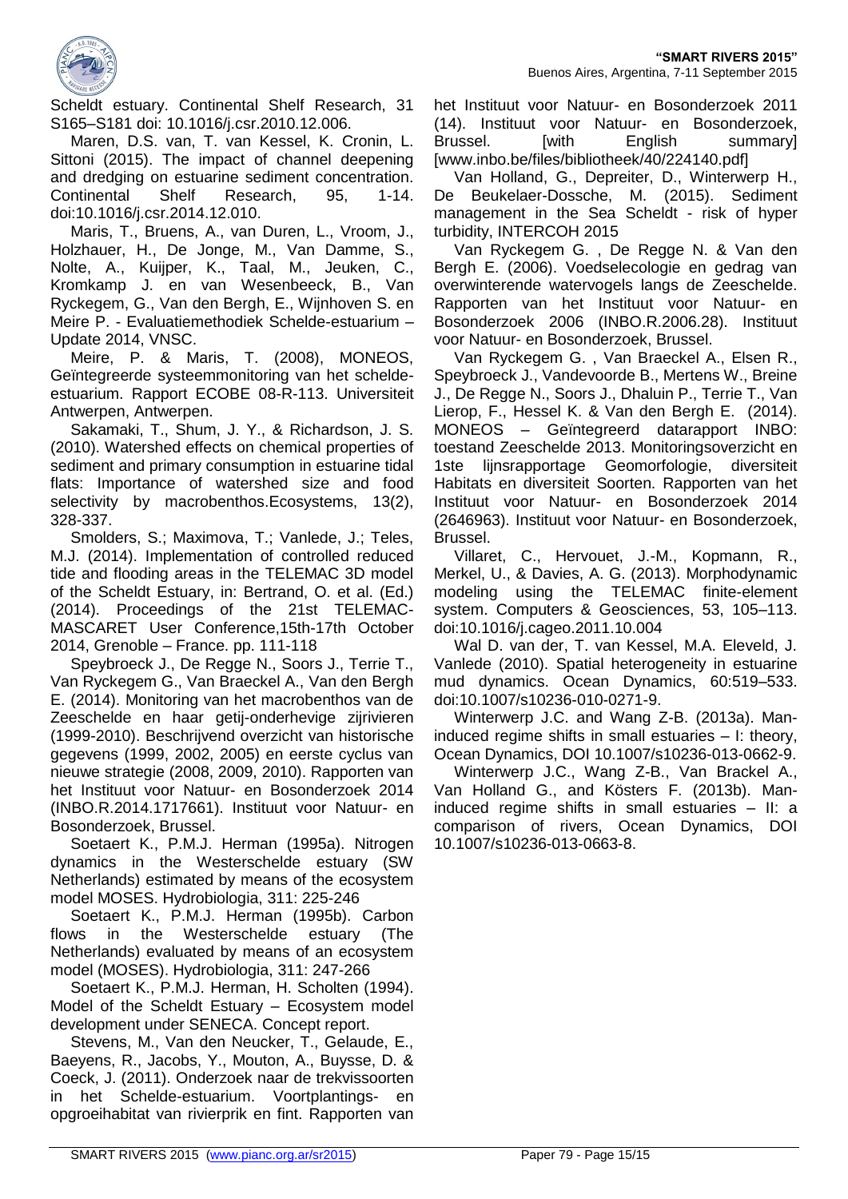Scheldt estuary. Continental Shelf Research, 31 S165–S181 doi: 10.1016/j.csr.2010.12.006.

Maren, D.S. van, T. van Kessel, K. Cronin, L. Sittoni (2015). The impact of channel deepening and dredging on estuarine sediment concentration. Continental Shelf Research, 95, 1-14. doi:10.1016/j.csr.2014.12.010.

Maris, T., Bruens, A., van Duren, L., Vroom, J., Holzhauer, H., De Jonge, M., Van Damme, S., Nolte, A., Kuijper, K., Taal, M., Jeuken, C., Kromkamp J. en van Wesenbeeck, B., Van Ryckegem, G., Van den Bergh, E., Wijnhoven S. en Meire P. - Evaluatiemethodiek Schelde-estuarium – Update 2014, VNSC.

Meire, P. & Maris, T. (2008), MONEOS, Geïntegreerde systeemmonitoring van het schelde-estuarium. Rapport ECOBE 08-R-113. Universiteit Antwerpen, Antwerpen.

Sakamaki, T., Shum, J. Y., & Richardson, J. S. (2010). Watershed effects on chemical properties of sediment and primary consumption in estuarine tidal flats: Importance of watershed size and food selectivity by macrobenthos.Ecosystems, 13(2), 328-337.

Smolders, S.; Maximova, T.; Vanlede, J.; Teles, M.J. (2014). Implementation of controlled reduced tide and flooding areas in the TELEMAC 3D model of the Scheldt Estuary, in: Bertrand, O. et al. (Ed.) (2014). Proceedings of the 21st TELEMAC-MASCARET User Conference,15th-17th October 2014, Grenoble – France. pp. 111-118

Speybroeck J., De Regge N., Soors J., Terrie T., Van Ryckegem G., Van Braeckel A., Van den Bergh E. (2014). Monitoring van het macrobenthos van de Zeeschelde en haar getij-onderhevige zijrivieren (1999-2010). Beschrijvend overzicht van historische gegevens (1999, 2002, 2005) en eerste cyclus van nieuwe strategie (2008, 2009, 2010). Rapporten van het Instituut voor Natuur- en Bosonderzoek 2014 (INBO.R.2014.1717661). Instituut voor Natuur- en Bosonderzoek, Brussel.

Soetaert K., P.M.J. Herman (1995a). Nitrogen dynamics in the Westerschelde estuary (SW Netherlands) estimated by means of the ecosystem model MOSES. Hydrobiologia, 311: 225-246

Soetaert K., P.M.J. Herman (1995b). Carbon flows in the Westerschelde estuary (The Netherlands) evaluated by means of an ecosystem model (MOSES). Hydrobiologia, 311: 247-266

Soetaert K., P.M.J. Herman, H. Scholten (1994). Model of the Scheldt Estuary – Ecosystem model development under SENECA. Concept report.

Stevens, M., Van den Neucker, T., Gelaude, E., Baeyens, R., Jacobs, Y., Mouton, A., Buysse, D. & Coeck, J. (2011). Onderzoek naar de trekvissoorten in het Schelde-estuarium. Voortplantings- en opgroeihabitat van rivierprik en fint. Rapporten van het Instituut voor Natuur- en Bosonderzoek 2011 (14). Instituut voor Natuur- en Bosonderzoek, Brussel. [with English summary] [www.inbo.be/files/bibliotheek/40/224140.pdf]

Van Holland, G., Depreiter, D., Winterwerp H., De Beukelaer-Dossche, M. (2015). Sediment management in the Sea Scheldt - risk of hyper turbidity, INTERCOH 2015

Van Ryckegem G. , De Regge N. & Van den Bergh E. (2006). Voedselecologie en gedrag van overwinterende watervogels langs de Zeeschelde. Rapporten van het Instituut voor Natuur- en Bosonderzoek 2006 (INBO.R.2006.28). Instituut voor Natuur- en Bosonderzoek, Brussel.

Van Ryckegem G. , Van Braeckel A., Elsen R., Speybroeck J., Vandevoorde B., Mertens W., Breine J., De Regge N., Soors J., Dhaluin P., Terrie T., Van Lierop, F., Hessel K. & Van den Bergh E. (2014). MONEOS – Geïntegreerd datarapport INBO: toestand Zeeschelde 2013. Monitoringsoverzicht en 1ste lijnsrapportage Geomorfologie, diversiteit Habitats en diversiteit Soorten. Rapporten van het Instituut voor Natuur- en Bosonderzoek 2014 (2646963). Instituut voor Natuur- en Bosonderzoek, Brussel.

Villaret, C., Hervouet, J.-M., Kopmann, R., Merkel, U., & Davies, A. G. (2013). Morphodynamic modeling using the TELEMAC finite-element system. Computers & Geosciences, 53, 105–113. doi:10.1016/j.cageo.2011.10.004

Wal D. van der, T. van Kessel, M.A. Eleveld, J. Vanlede (2010). Spatial heterogeneity in estuarine mud dynamics. Ocean Dynamics, 60:519–533. doi:10.1007/s10236-010-0271-9.

Winterwerp J.C. and Wang Z-B. (2013a). Man-induced regime shifts in small estuaries – I: theory, Ocean Dynamics, DOI 10.1007/s10236-013-0662-9.

Winterwerp J.C., Wang Z-B., Van Brackel A., Van Holland G., and Kösters F. (2013b). Man-induced regime shifts in small estuaries – II: a comparison of rivers, Ocean Dynamics, DOI 10.1007/s10236-013-0663-8.